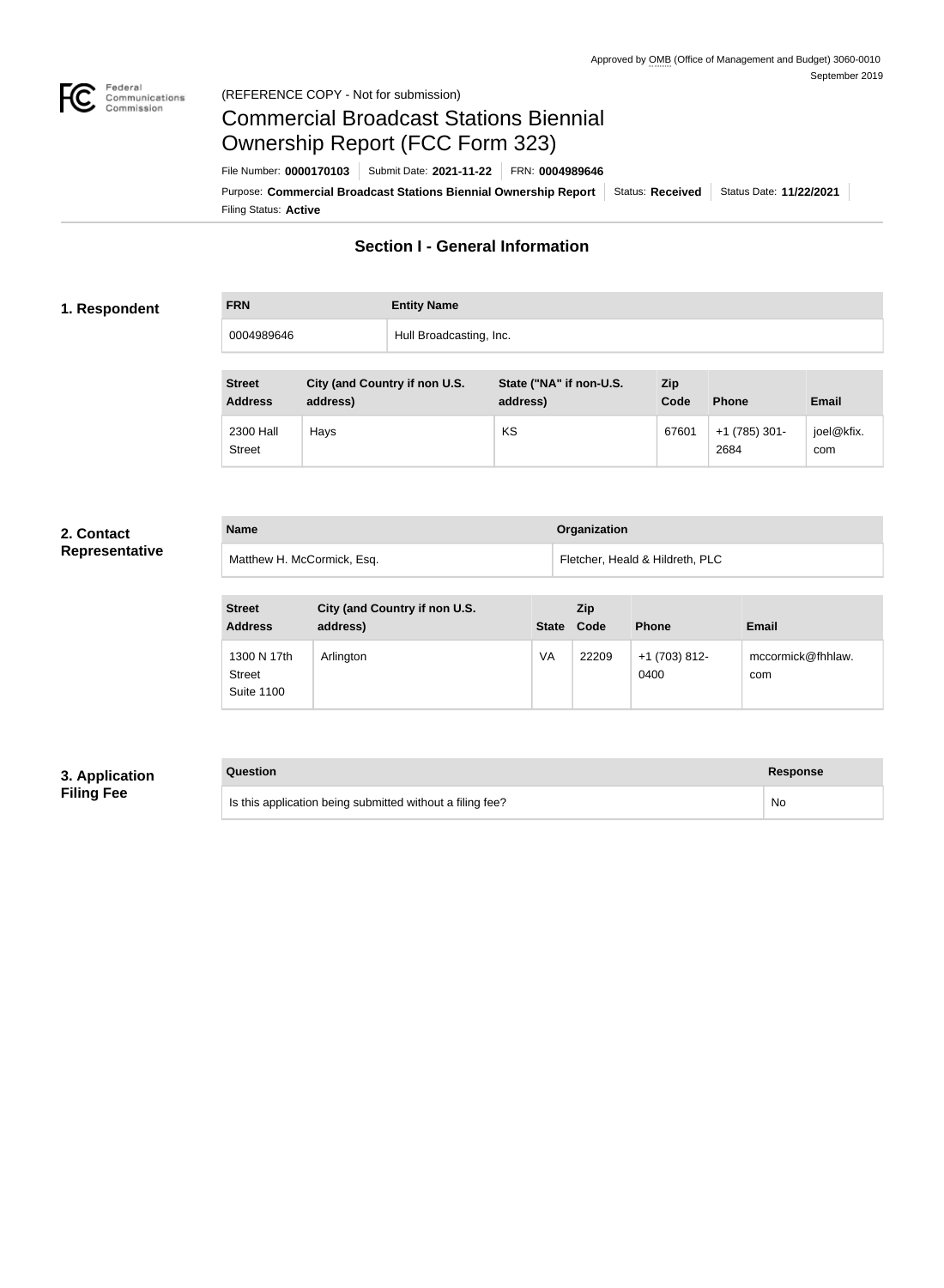Approved by OMB (Office of Management and Budget) 3060-0010
September 2019

(REFERENCE COPY - Not for submission)

# Commercial Broadcast Stations Biennial Ownership Report (FCC Form 323)

File Number: **0000170103** | Submit Date: **2021-11-22** | FRN: **0004989646**

Purpose: **Commercial Broadcast Stations Biennial Ownership Report** | Status: **Received** | Status Date: **11/22/2021**

Filing Status: **Active**

## Section I - General Information

### 1. Respondent

| FRN | Entity Name |
|---|---|
| 0004989646 | Hull Broadcasting, Inc. |

| Street Address | City (and Country if non U.S. address) | State ("NA" if non-U.S. address) | Zip Code | Phone | Email |
|---|---|---|---|---|---|
| 2300 Hall Street | Hays | KS | 67601 | +1 (785) 301-2684 | joel@kfix.com |

### 2. Contact Representative

| Name | Organization |
|---|---|
| Matthew H. McCormick, Esq. | Fletcher, Heald & Hildreth, PLC |

| Street Address | City (and Country if non U.S. address) | State | Zip Code | Phone | Email |
|---|---|---|---|---|---|
| 1300 N 17th Street Suite 1100 | Arlington | VA | 22209 | +1 (703) 812-0400 | mccormick@fhhlaw.com |

### 3. Application Filing Fee

| Question | Response |
|---|---|
| Is this application being submitted without a filing fee? | No |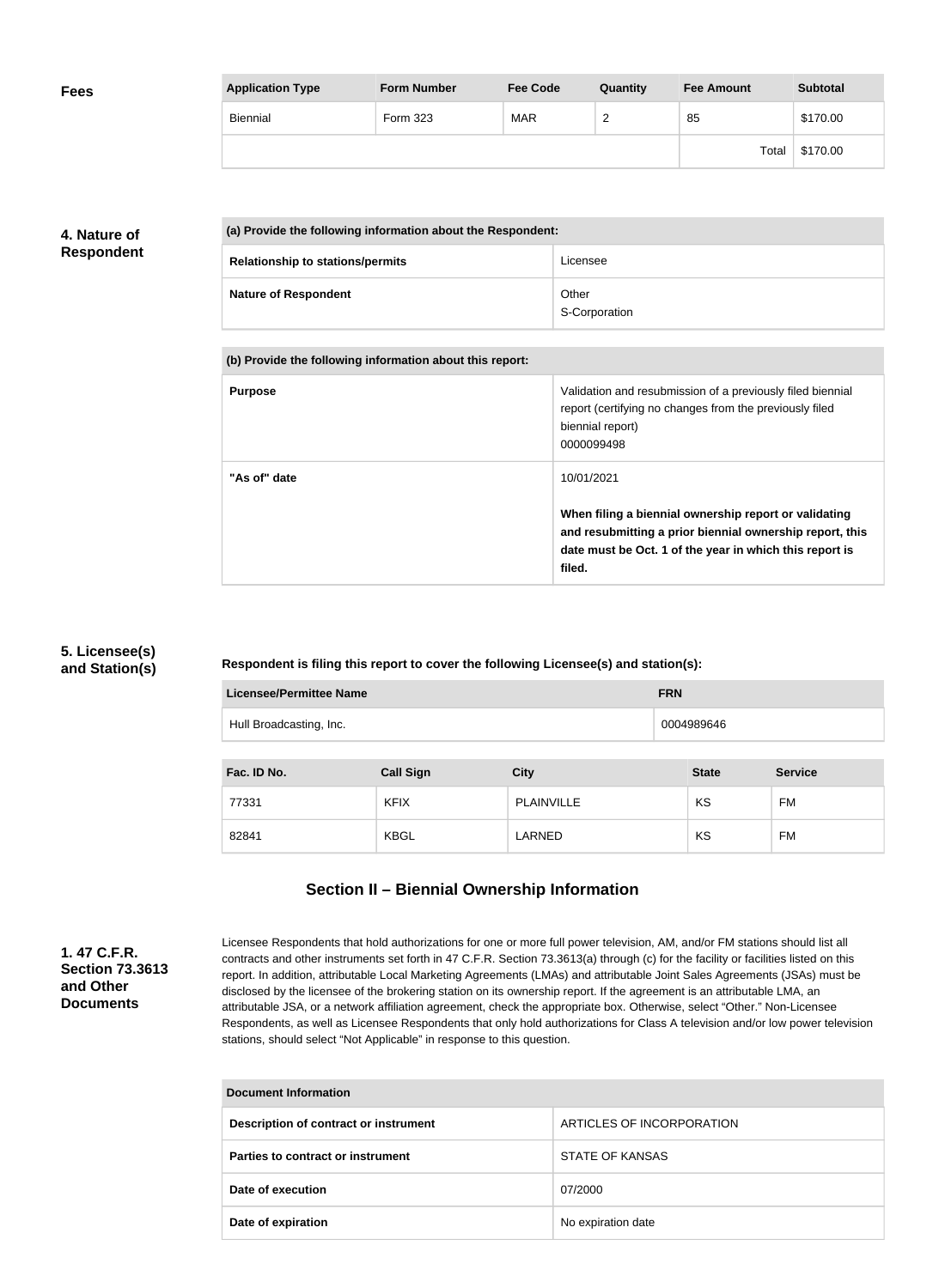## Fees

| Application Type | Form Number | Fee Code | Quantity | Fee Amount | Subtotal |
|---|---|---|---|---|---|
| Biennial | Form 323 | MAR | 2 | 85 | $170.00 |
| | | | | Total | $170.00 |

## 4. Nature of Respondent

| (a) Provide the following information about the Respondent: | |
|---|---|
| **Relationship to stations/permits** | Licensee |
| **Nature of Respondent** | Other<br>S-Corporation |

| (b) Provide the following information about this report: | |
|---|---|
| **Purpose** | Validation and resubmission of a previously filed biennial report (certifying no changes from the previously filed biennial report)<br>0000099498 |
| **"As of" date** | 10/01/2021<br><br>**When filing a biennial ownership report or validating and resubmitting a prior biennial ownership report, this date must be Oct. 1 of the year in which this report is filed.** |

## 5. Licensee(s) and Station(s)

**Respondent is filing this report to cover the following Licensee(s) and station(s):**

| Licensee/Permittee Name | FRN |
|---|---|
| Hull Broadcasting, Inc. | 0004989646 |

| Fac. ID No. | Call Sign | City | State | Service |
|---|---|---|---|---|
| 77331 | KFIX | PLAINVILLE | KS | FM |
| 82841 | KBGL | LARNED | KS | FM |

# Section II – Biennial Ownership Information

## 1. 47 C.F.R. Section 73.3613 and Other Documents

Licensee Respondents that hold authorizations for one or more full power television, AM, and/or FM stations should list all contracts and other instruments set forth in 47 C.F.R. Section 73.3613(a) through (c) for the facility or facilities listed on this report. In addition, attributable Local Marketing Agreements (LMAs) and attributable Joint Sales Agreements (JSAs) must be disclosed by the licensee of the brokering station on its ownership report. If the agreement is an attributable LMA, an attributable JSA, or a network affiliation agreement, check the appropriate box. Otherwise, select "Other." Non-Licensee Respondents, as well as Licensee Respondents that only hold authorizations for Class A television and/or low power television stations, should select "Not Applicable" in response to this question.

| Document Information | |
|---|---|
| **Description of contract or instrument** | ARTICLES OF INCORPORATION |
| **Parties to contract or instrument** | STATE OF KANSAS |
| **Date of execution** | 07/2000 |
| **Date of expiration** | No expiration date |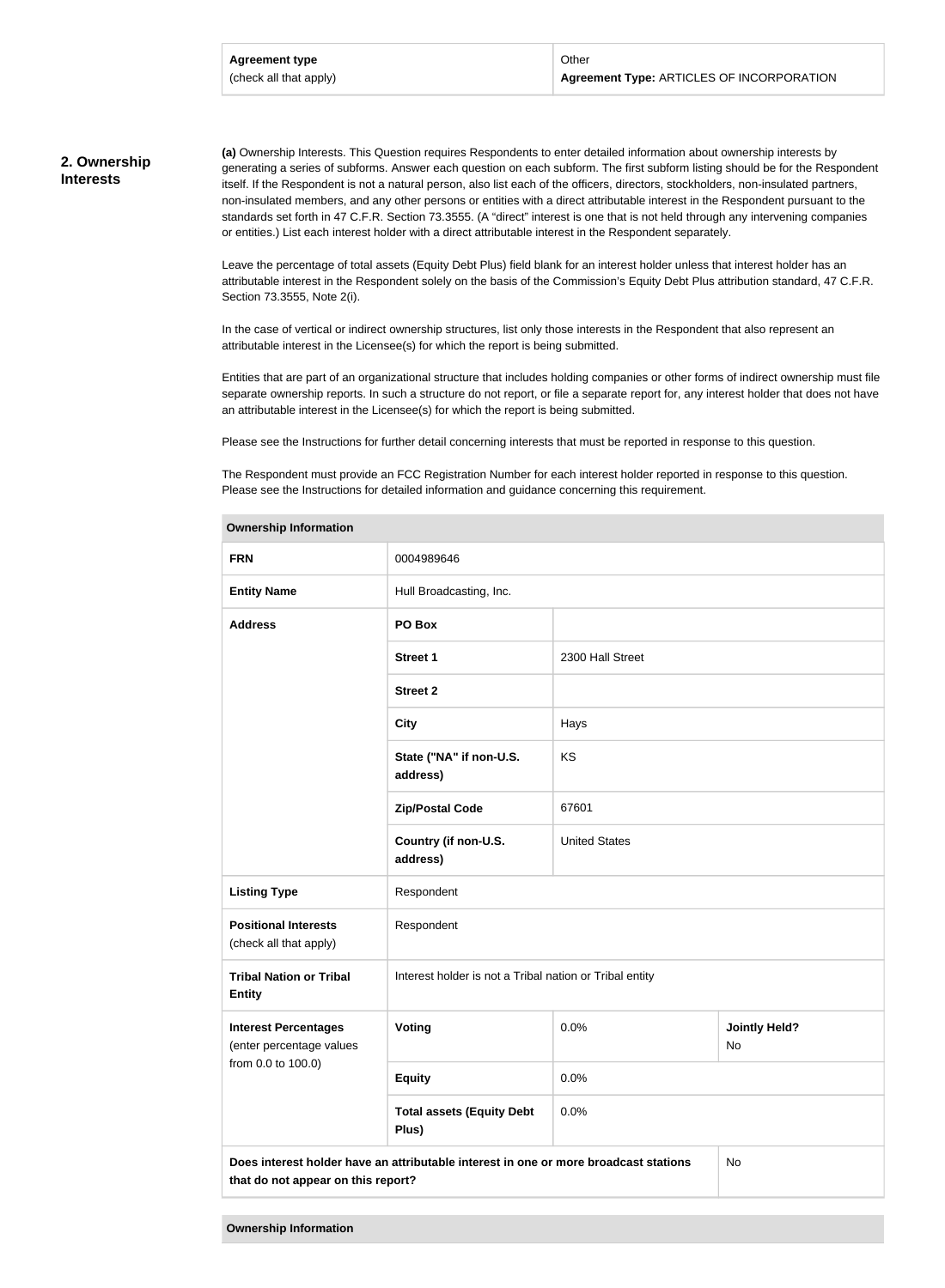| Agreement type (check all that apply) | Other **Agreement Type:** ARTICLES OF INCORPORATION |
|---|---|

## 2. Ownership Interests

**(a)** Ownership Interests. This Question requires Respondents to enter detailed information about ownership interests by generating a series of subforms. Answer each question on each subform. The first subform listing should be for the Respondent itself. If the Respondent is not a natural person, also list each of the officers, directors, stockholders, non-insulated partners, non-insulated members, and any other persons or entities with a direct attributable interest in the Respondent pursuant to the standards set forth in 47 C.F.R. Section 73.3555. (A "direct" interest is one that is not held through any intervening companies or entities.) List each interest holder with a direct attributable interest in the Respondent separately.

Leave the percentage of total assets (Equity Debt Plus) field blank for an interest holder unless that interest holder has an attributable interest in the Respondent solely on the basis of the Commission's Equity Debt Plus attribution standard, 47 C.F.R. Section 73.3555, Note 2(i).

In the case of vertical or indirect ownership structures, list only those interests in the Respondent that also represent an attributable interest in the Licensee(s) for which the report is being submitted.

Entities that are part of an organizational structure that includes holding companies or other forms of indirect ownership must file separate ownership reports. In such a structure do not report, or file a separate report for, any interest holder that does not have an attributable interest in the Licensee(s) for which the report is being submitted.

Please see the Instructions for further detail concerning interests that must be reported in response to this question.

The Respondent must provide an FCC Registration Number for each interest holder reported in response to this question. Please see the Instructions for detailed information and guidance concerning this requirement.

| Ownership Information | | | |
|---|---|---|---|
| **FRN** | 0004989646 | | |
| **Entity Name** | Hull Broadcasting, Inc. | | |
| **Address** | **PO Box** | | |
| | **Street 1** | 2300 Hall Street | |
| | **Street 2** | | |
| | **City** | Hays | |
| | **State ("NA" if non-U.S. address)** | KS | |
| | **Zip/Postal Code** | 67601 | |
| | **Country (if non-U.S. address)** | United States | |
| **Listing Type** | Respondent | | |
| **Positional Interests** (check all that apply) | Respondent | | |
| **Tribal Nation or Tribal Entity** | Interest holder is not a Tribal nation or Tribal entity | | |
| **Interest Percentages** (enter percentage values from 0.0 to 100.0) | **Voting** | 0.0% | **Jointly Held?** No |
| | **Equity** | 0.0% | |
| | **Total assets (Equity Debt Plus)** | 0.0% | |
| **Does interest holder have an attributable interest in one or more broadcast stations that do not appear on this report?** | | | No |

| Ownership Information |
|---|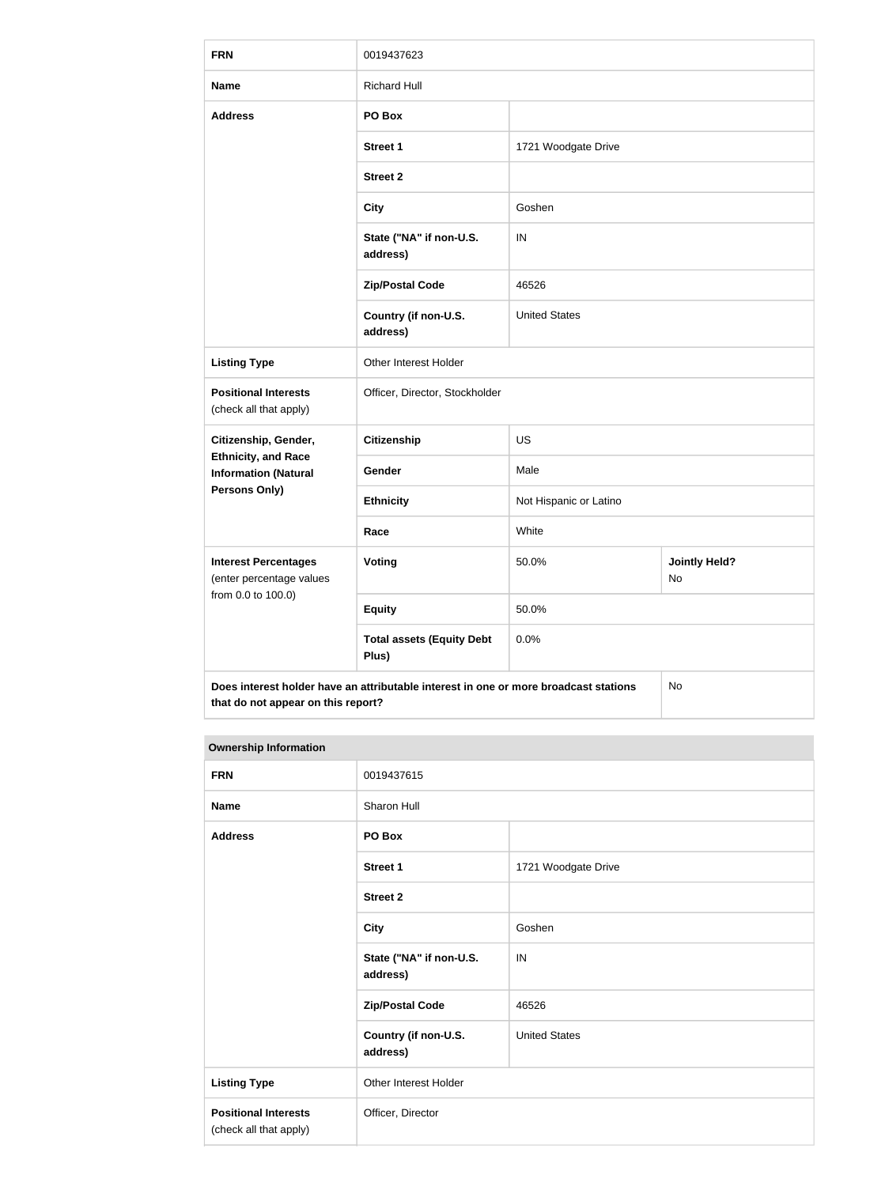| FRN | 0019437623 | | |
|---|---|---|---|
| **Name** | Richard Hull | | |
| **Address** | **PO Box** | | |
| | **Street 1** | 1721 Woodgate Drive | |
| | **Street 2** | | |
| | **City** | Goshen | |
| | **State ("NA" if non-U.S. address)** | IN | |
| | **Zip/Postal Code** | 46526 | |
| | **Country (if non-U.S. address)** | United States | |
| **Listing Type** | Other Interest Holder | | |
| **Positional Interests** (check all that apply) | Officer, Director, Stockholder | | |
| **Citizenship, Gender, Ethnicity, and Race Information (Natural Persons Only)** | **Citizenship** | US | |
| | **Gender** | Male | |
| | **Ethnicity** | Not Hispanic or Latino | |
| | **Race** | White | |
| **Interest Percentages** (enter percentage values from 0.0 to 100.0) | **Voting** | 50.0% | **Jointly Held?** No |
| | **Equity** | 50.0% | |
| | **Total assets (Equity Debt Plus)** | 0.0% | |
| **Does interest holder have an attributable interest in one or more broadcast stations that do not appear on this report?** | | | No |

**Ownership Information**

| FRN | 0019437615 | |
|---|---|---|
| **Name** | Sharon Hull | |
| **Address** | **PO Box** | |
| | **Street 1** | 1721 Woodgate Drive |
| | **Street 2** | |
| | **City** | Goshen |
| | **State ("NA" if non-U.S. address)** | IN |
| | **Zip/Postal Code** | 46526 |
| | **Country (if non-U.S. address)** | United States |
| **Listing Type** | Other Interest Holder | |
| **Positional Interests** (check all that apply) | Officer, Director | |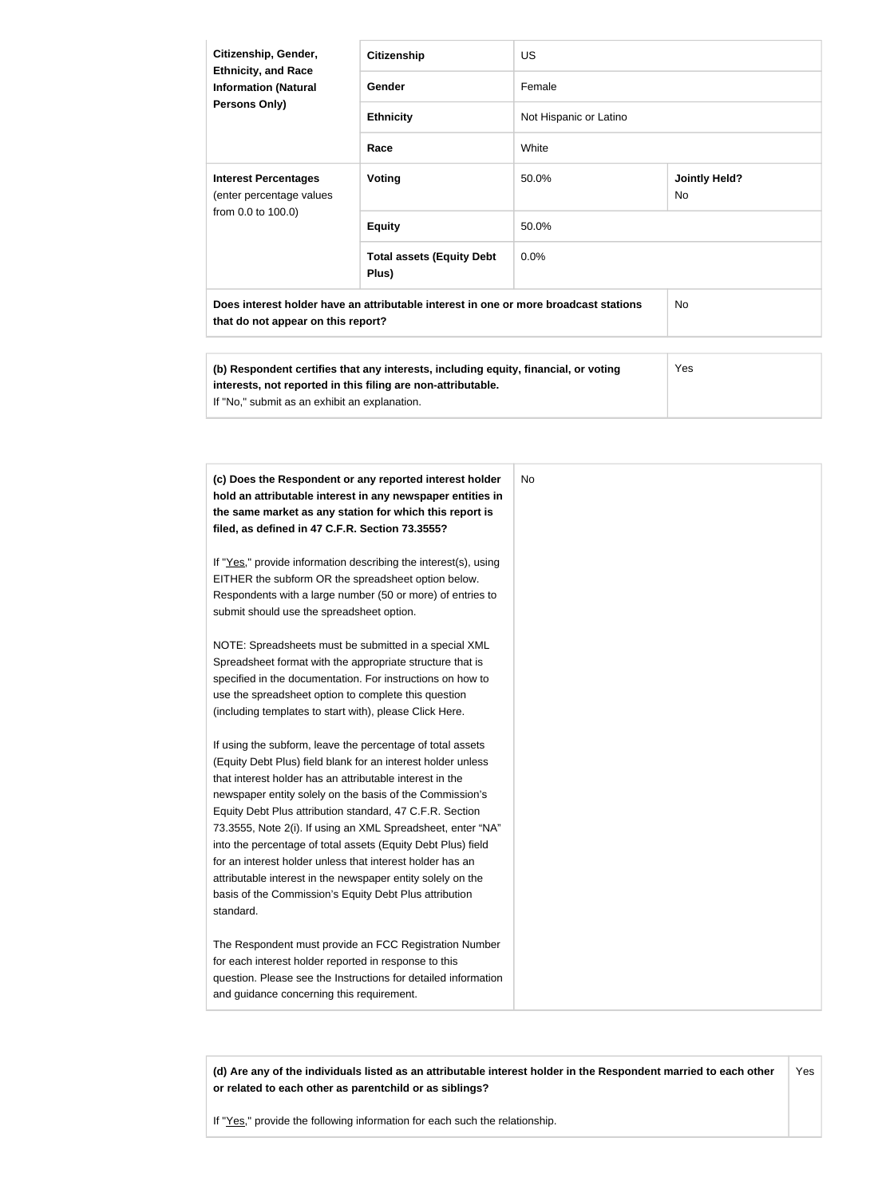| **Citizenship, Gender, Ethnicity, and Race Information (Natural Persons Only)** | **Citizenship** | US | |
|---|---|---|---|
| | **Gender** | Female | |
| | **Ethnicity** | Not Hispanic or Latino | |
| | **Race** | White | |
| **Interest Percentages** (enter percentage values from 0.0 to 100.0) | **Voting** | 50.0% | **Jointly Held?** No |
| | **Equity** | 50.0% | |
| | **Total assets (Equity Debt Plus)** | 0.0% | |
| **Does interest holder have an attributable interest in one or more broadcast stations that do not appear on this report?** | | | No |

| **(b) Respondent certifies that any interests, including equity, financial, or voting interests, not reported in this filing are non-attributable.** If "No," submit as an exhibit an explanation. | Yes |
|---|---|

| **(c) Does the Respondent or any reported interest holder hold an attributable interest in any newspaper entities in the same market as any station for which this report is filed, as defined in 47 C.F.R. Section 73.3555?**<br><br>If "Yes," provide information describing the interest(s), using EITHER the subform OR the spreadsheet option below. Respondents with a large number (50 or more) of entries to submit should use the spreadsheet option.<br><br>NOTE: Spreadsheets must be submitted in a special XML Spreadsheet format with the appropriate structure that is specified in the documentation. For instructions on how to use the spreadsheet option to complete this question (including templates to start with), please Click Here.<br><br>If using the subform, leave the percentage of total assets (Equity Debt Plus) field blank for an interest holder unless that interest holder has an attributable interest in the newspaper entity solely on the basis of the Commission's Equity Debt Plus attribution standard, 47 C.F.R. Section 73.3555, Note 2(i). If using an XML Spreadsheet, enter "NA" into the percentage of total assets (Equity Debt Plus) field for an interest holder unless that interest holder has an attributable interest in the newspaper entity solely on the basis of the Commission's Equity Debt Plus attribution standard.<br><br>The Respondent must provide an FCC Registration Number for each interest holder reported in response to this question. Please see the Instructions for detailed information and guidance concerning this requirement. | No |
|---|---|

| **(d) Are any of the individuals listed as an attributable interest holder in the Respondent married to each other or related to each other as parentchild or as siblings?**<br><br>If "Yes," provide the following information for each such the relationship. | Yes |
|---|---|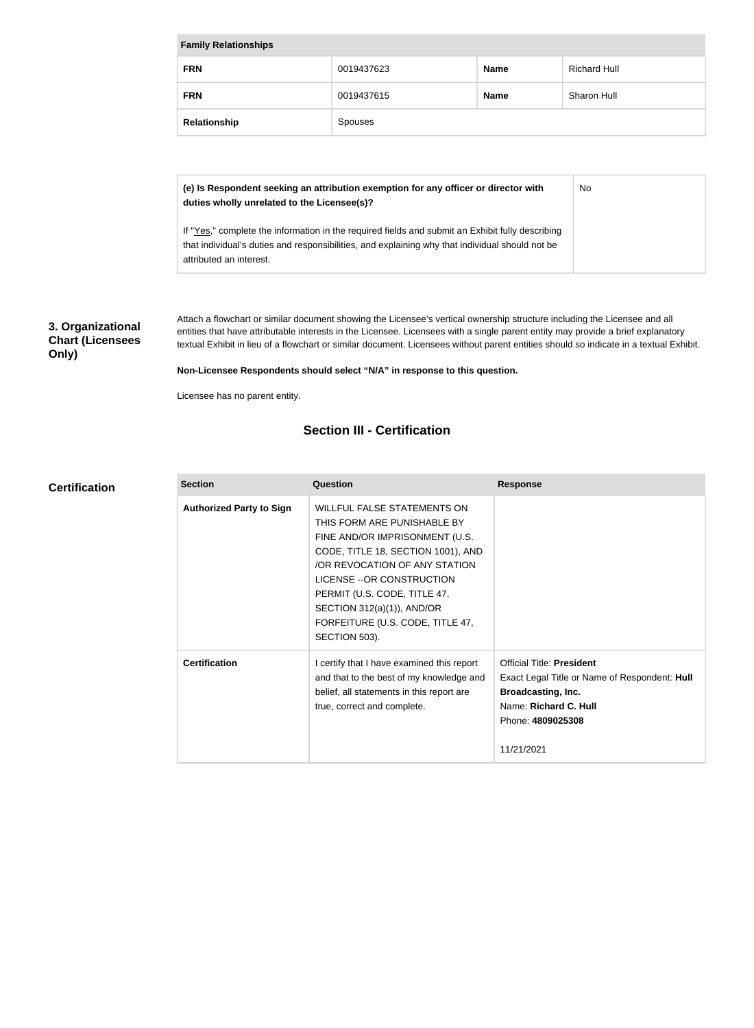| Family Relationships | | | |
|---|---|---|---|
| **FRN** | 0019437623 | **Name** | Richard Hull |
| **FRN** | 0019437615 | **Name** | Sharon Hull |
| **Relationship** | Spouses | | |

| | |
|---|---|
| **(e) Is Respondent seeking an attribution exemption for any officer or director with duties wholly unrelated to the Licensee(s)?**<br><br>If "Yes," complete the information in the required fields and submit an Exhibit fully describing that individual's duties and responsibilities, and explaining why that individual should not be attributed an interest. | No |

### 3. Organizational Chart (Licensees Only)

Attach a flowchart or similar document showing the Licensee's vertical ownership structure including the Licensee and all entities that have attributable interests in the Licensee. Licensees with a single parent entity may provide a brief explanatory textual Exhibit in lieu of a flowchart or similar document. Licensees without parent entities should so indicate in a textual Exhibit.

**Non-Licensee Respondents should select "N/A" in response to this question.**

Licensee has no parent entity.

## Section III - Certification

### Certification

| Section | Question | Response |
|---|---|---|
| **Authorized Party to Sign** | WILLFUL FALSE STATEMENTS ON THIS FORM ARE PUNISHABLE BY FINE AND/OR IMPRISONMENT (U.S. CODE, TITLE 18, SECTION 1001), AND /OR REVOCATION OF ANY STATION LICENSE --OR CONSTRUCTION PERMIT (U.S. CODE, TITLE 47, SECTION 312(a)(1)), AND/OR FORFEITURE (U.S. CODE, TITLE 47, SECTION 503). | |
| **Certification** | I certify that I have examined this report and that to the best of my knowledge and belief, all statements in this report are true, correct and complete. | Official Title: **President**<br>Exact Legal Title or Name of Respondent: **Hull Broadcasting, Inc.**<br>Name: **Richard C. Hull**<br>Phone: **4809025308**<br><br>11/21/2021 |